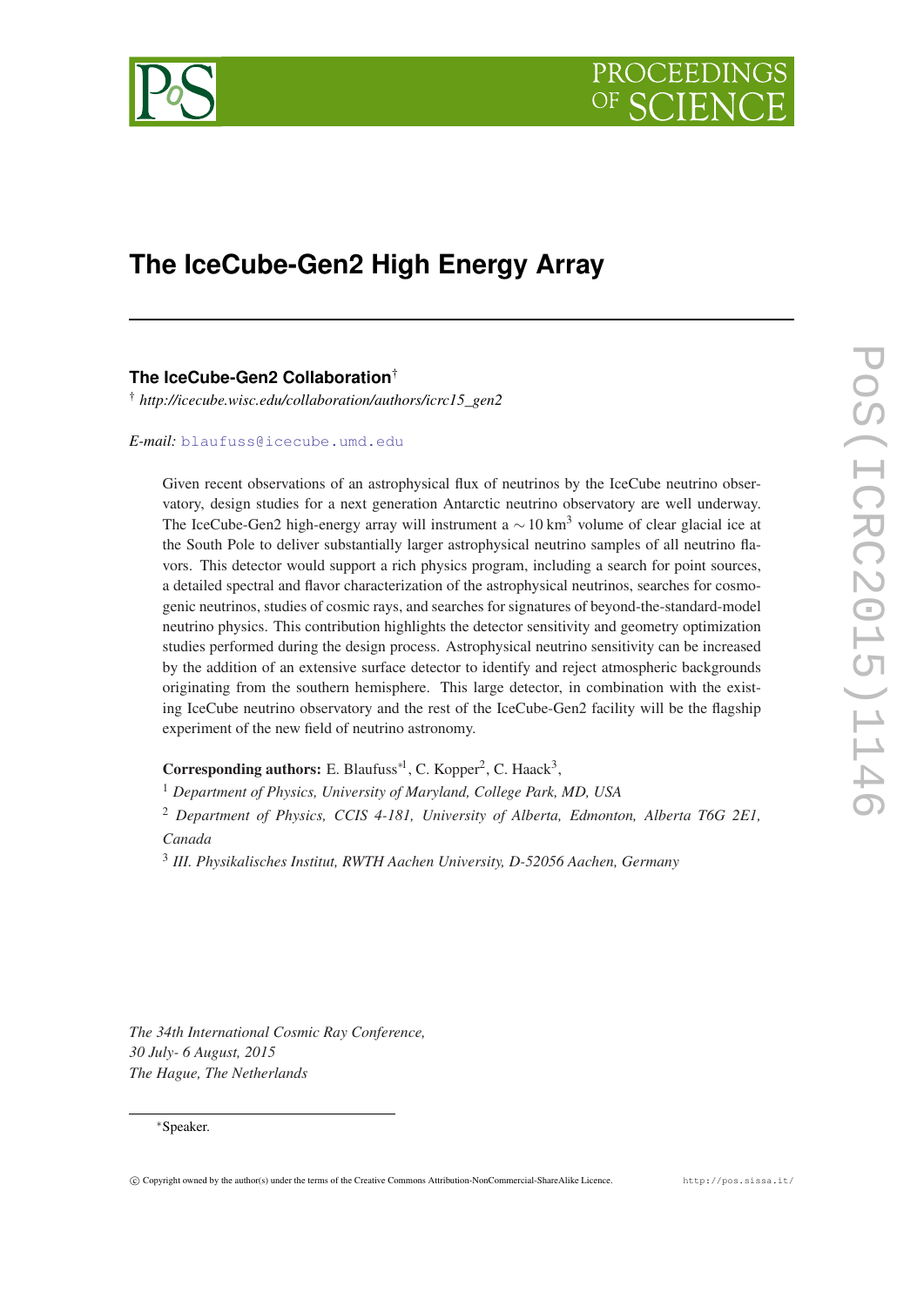# The IceCube-Gen2 High Energy Array

**The IceCube-Gen2 Collaboration**[†]

[†] *http://icecube.wisc.edu/collaboration/authors/icrc15_gen2*

*E-mail:* blaufuss@icecube.umd.edu

Given recent observations of an astrophysical flux of neutrinos by the IceCube neutrino observatory, design studies for a next generation Antarctic neutrino observatory are well underway. The IceCube-Gen2 high-energy array will instrument a $\sim 10\,\mathrm{km}^3$ volume of clear glacial ice at the South Pole to deliver substantially larger astrophysical neutrino samples of all neutrino flavors. This detector would support a rich physics program, including a search for point sources, a detailed spectral and flavor characterization of the astrophysical neutrinos, searches for cosmogenic neutrinos, studies of cosmic rays, and searches for signatures of beyond-the-standard-model neutrino physics. This contribution highlights the detector sensitivity and geometry optimization studies performed during the design process. Astrophysical neutrino sensitivity can be increased by the addition of an extensive surface detector to identify and reject atmospheric backgrounds originating from the southern hemisphere. This large detector, in combination with the existing IceCube neutrino observatory and the rest of the IceCube-Gen2 facility will be the flagship experiment of the new field of neutrino astronomy.

**Corresponding authors:** E. Blaufuss[*1], C. Kopper[2], C. Haack[3],

[1] *Department of Physics, University of Maryland, College Park, MD, USA*

[2] *Department of Physics, CCIS 4-181, University of Alberta, Edmonton, Alberta T6G 2E1, Canada*

[3] *III. Physikalisches Institut, RWTH Aachen University, D-52056 Aachen, Germany*

*The 34th International Cosmic Ray Conference,*
*30 July- 6 August, 2015*
*The Hague, The Netherlands*

[*] Speaker.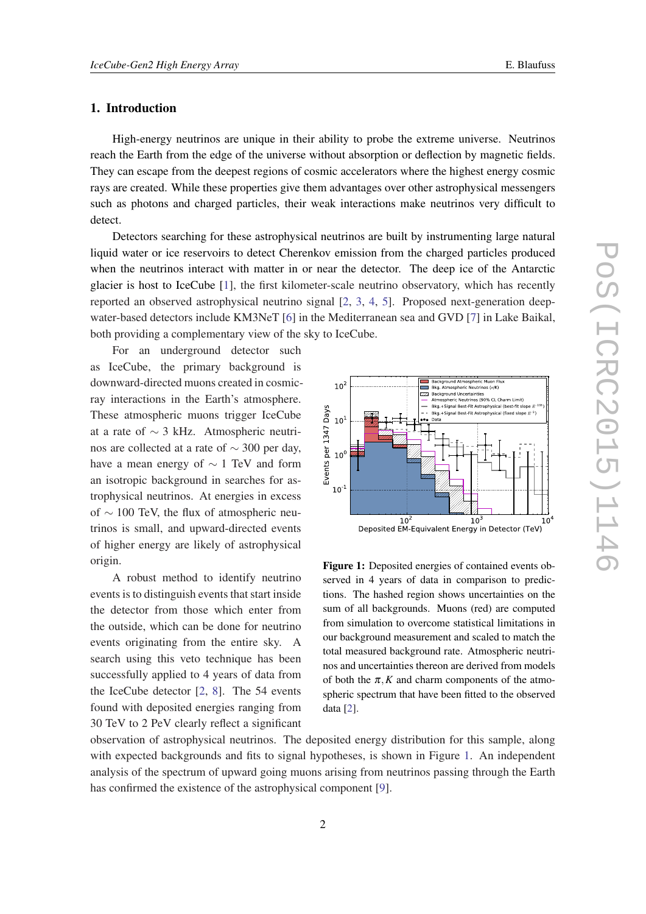## 1. Introduction

High-energy neutrinos are unique in their ability to probe the extreme universe. Neutrinos reach the Earth from the edge of the universe without absorption or deflection by magnetic fields. They can escape from the deepest regions of cosmic accelerators where the highest energy cosmic rays are created. While these properties give them advantages over other astrophysical messengers such as photons and charged particles, their weak interactions make neutrinos very difficult to detect.

Detectors searching for these astrophysical neutrinos are built by instrumenting large natural liquid water or ice reservoirs to detect Cherenkov emission from the charged particles produced when the neutrinos interact with matter in or near the detector. The deep ice of the Antarctic glacier is host to IceCube [1], the first kilometer-scale neutrino observatory, which has recently reported an observed astrophysical neutrino signal [2, 3, 4, 5]. Proposed next-generation deep-water-based detectors include KM3NeT [6] in the Mediterranean sea and GVD [7] in Lake Baikal, both providing a complementary view of the sky to IceCube.

For an underground detector such as IceCube, the primary background is downward-directed muons created in cosmic-ray interactions in the Earth's atmosphere. These atmospheric muons trigger IceCube at a rate of $\sim$ 3 kHz. Atmospheric neutrinos are collected at a rate of $\sim$ 300 per day, have a mean energy of $\sim$ 1 TeV and form an isotropic background in searches for astrophysical neutrinos. At energies in excess of $\sim$ 100 TeV, the flux of atmospheric neutrinos is small, and upward-directed events of higher energy are likely of astrophysical origin.

A robust method to identify neutrino events is to distinguish events that start inside the detector from those which enter from the outside, which can be done for neutrino events originating from the entire sky. A search using this veto technique has been successfully applied to 4 years of data from the IceCube detector [2, 8]. The 54 events found with deposited energies ranging from 30 TeV to 2 PeV clearly reflect a significant observation of astrophysical neutrinos. The deposited energy distribution for this sample, along with expected backgrounds and fits to signal hypotheses, is shown in Figure 1. An independent analysis of the spectrum of upward going muons arising from neutrinos passing through the Earth has confirmed the existence of the astrophysical component [9].

**Figure 1:** Deposited energies of contained events observed in 4 years of data in comparison to predictions. The hashed region shows uncertainties on the sum of all backgrounds. Muons (red) are computed from simulation to overcome statistical limitations in our background measurement and scaled to match the total measured background rate. Atmospheric neutrinos and uncertainties thereon are derived from models of both the $\pi, K$ and charm components of the atmospheric spectrum that have been fitted to the observed data [2].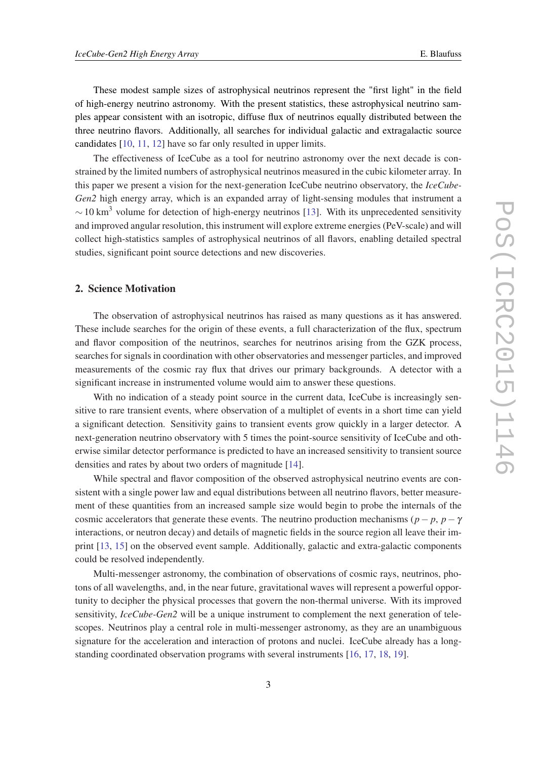These modest sample sizes of astrophysical neutrinos represent the "first light" in the field of high-energy neutrino astronomy. With the present statistics, these astrophysical neutrino samples appear consistent with an isotropic, diffuse flux of neutrinos equally distributed between the three neutrino flavors. Additionally, all searches for individual galactic and extragalactic source candidates [10, 11, 12] have so far only resulted in upper limits.

The effectiveness of IceCube as a tool for neutrino astronomy over the next decade is constrained by the limited numbers of astrophysical neutrinos measured in the cubic kilometer array. In this paper we present a vision for the next-generation IceCube neutrino observatory, the *IceCube-Gen2* high energy array, which is an expanded array of light-sensing modules that instrument a $\sim 10\ \mathrm{km}^3$ volume for detection of high-energy neutrinos [13]. With its unprecedented sensitivity and improved angular resolution, this instrument will explore extreme energies (PeV-scale) and will collect high-statistics samples of astrophysical neutrinos of all flavors, enabling detailed spectral studies, significant point source detections and new discoveries.

## 2. Science Motivation

The observation of astrophysical neutrinos has raised as many questions as it has answered. These include searches for the origin of these events, a full characterization of the flux, spectrum and flavor composition of the neutrinos, searches for neutrinos arising from the GZK process, searches for signals in coordination with other observatories and messenger particles, and improved measurements of the cosmic ray flux that drives our primary backgrounds. A detector with a significant increase in instrumented volume would aim to answer these questions.

With no indication of a steady point source in the current data, IceCube is increasingly sensitive to rare transient events, where observation of a multiplet of events in a short time can yield a significant detection. Sensitivity gains to transient events grow quickly in a larger detector. A next-generation neutrino observatory with 5 times the point-source sensitivity of IceCube and otherwise similar detector performance is predicted to have an increased sensitivity to transient source densities and rates by about two orders of magnitude [14].

While spectral and flavor composition of the observed astrophysical neutrino events are consistent with a single power law and equal distributions between all neutrino flavors, better measurement of these quantities from an increased sample size would begin to probe the internals of the cosmic accelerators that generate these events. The neutrino production mechanisms ($p-p$, $p-\gamma$ interactions, or neutron decay) and details of magnetic fields in the source region all leave their imprint [13, 15] on the observed event sample. Additionally, galactic and extra-galactic components could be resolved independently.

Multi-messenger astronomy, the combination of observations of cosmic rays, neutrinos, photons of all wavelengths, and, in the near future, gravitational waves will represent a powerful opportunity to decipher the physical processes that govern the non-thermal universe. With its improved sensitivity, *IceCube-Gen2* will be a unique instrument to complement the next generation of telescopes. Neutrinos play a central role in multi-messenger astronomy, as they are an unambiguous signature for the acceleration and interaction of protons and nuclei. IceCube already has a long-standing coordinated observation programs with several instruments [16, 17, 18, 19].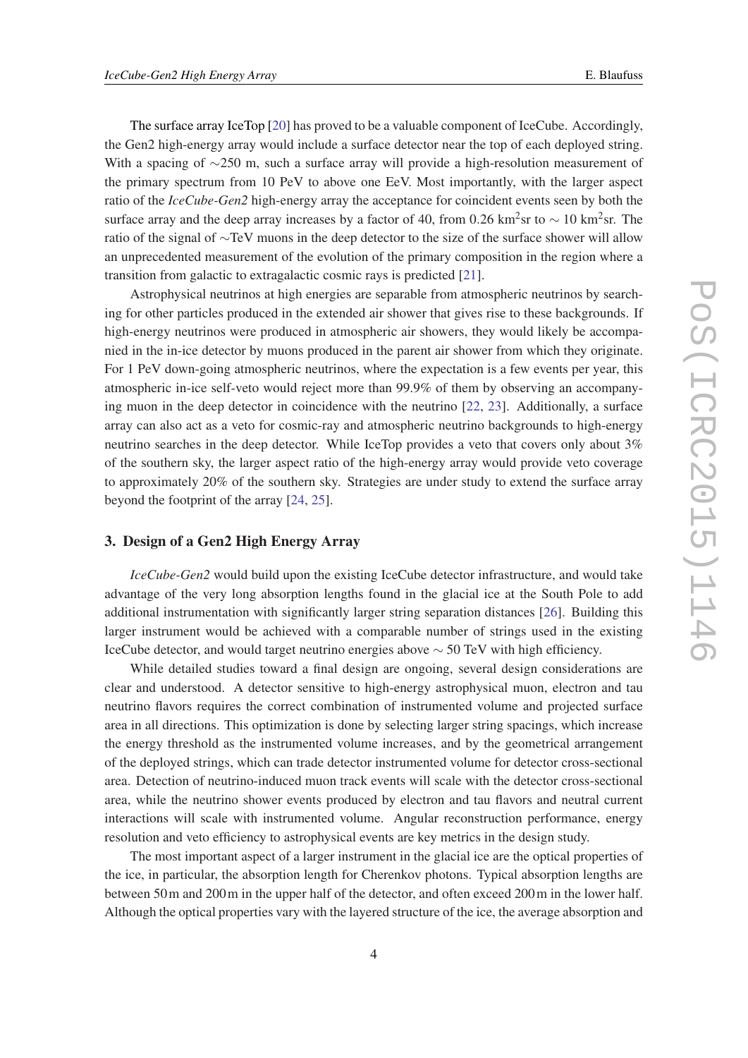The surface array IceTop [20] has proved to be a valuable component of IceCube. Accordingly, the Gen2 high-energy array would include a surface detector near the top of each deployed string. With a spacing of ∼250 m, such a surface array will provide a high-resolution measurement of the primary spectrum from 10 PeV to above one EeV. Most importantly, with the larger aspect ratio of the *IceCube-Gen2* high-energy array the acceptance for coincident events seen by both the surface array and the deep array increases by a factor of 40, from 0.26 km$^2$sr to ∼ 10 km$^2$sr. The ratio of the signal of ∼TeV muons in the deep detector to the size of the surface shower will allow an unprecedented measurement of the evolution of the primary composition in the region where a transition from galactic to extragalactic cosmic rays is predicted [21].

Astrophysical neutrinos at high energies are separable from atmospheric neutrinos by searching for other particles produced in the extended air shower that gives rise to these backgrounds. If high-energy neutrinos were produced in atmospheric air showers, they would likely be accompanied in the in-ice detector by muons produced in the parent air shower from which they originate. For 1 PeV down-going atmospheric neutrinos, where the expectation is a few events per year, this atmospheric in-ice self-veto would reject more than 99.9% of them by observing an accompanying muon in the deep detector in coincidence with the neutrino [22, 23]. Additionally, a surface array can also act as a veto for cosmic-ray and atmospheric neutrino backgrounds to high-energy neutrino searches in the deep detector. While IceTop provides a veto that covers only about 3% of the southern sky, the larger aspect ratio of the high-energy array would provide veto coverage to approximately 20% of the southern sky. Strategies are under study to extend the surface array beyond the footprint of the array [24, 25].

## 3. Design of a Gen2 High Energy Array

*IceCube-Gen2* would build upon the existing IceCube detector infrastructure, and would take advantage of the very long absorption lengths found in the glacial ice at the South Pole to add additional instrumentation with significantly larger string separation distances [26]. Building this larger instrument would be achieved with a comparable number of strings used in the existing IceCube detector, and would target neutrino energies above ∼ 50 TeV with high efficiency.

While detailed studies toward a final design are ongoing, several design considerations are clear and understood. A detector sensitive to high-energy astrophysical muon, electron and tau neutrino flavors requires the correct combination of instrumented volume and projected surface area in all directions. This optimization is done by selecting larger string spacings, which increase the energy threshold as the instrumented volume increases, and by the geometrical arrangement of the deployed strings, which can trade detector instrumented volume for detector cross-sectional area. Detection of neutrino-induced muon track events will scale with the detector cross-sectional area, while the neutrino shower events produced by electron and tau flavors and neutral current interactions will scale with instrumented volume. Angular reconstruction performance, energy resolution and veto efficiency to astrophysical events are key metrics in the design study.

The most important aspect of a larger instrument in the glacial ice are the optical properties of the ice, in particular, the absorption length for Cherenkov photons. Typical absorption lengths are between 50 m and 200 m in the upper half of the detector, and often exceed 200 m in the lower half. Although the optical properties vary with the layered structure of the ice, the average absorption and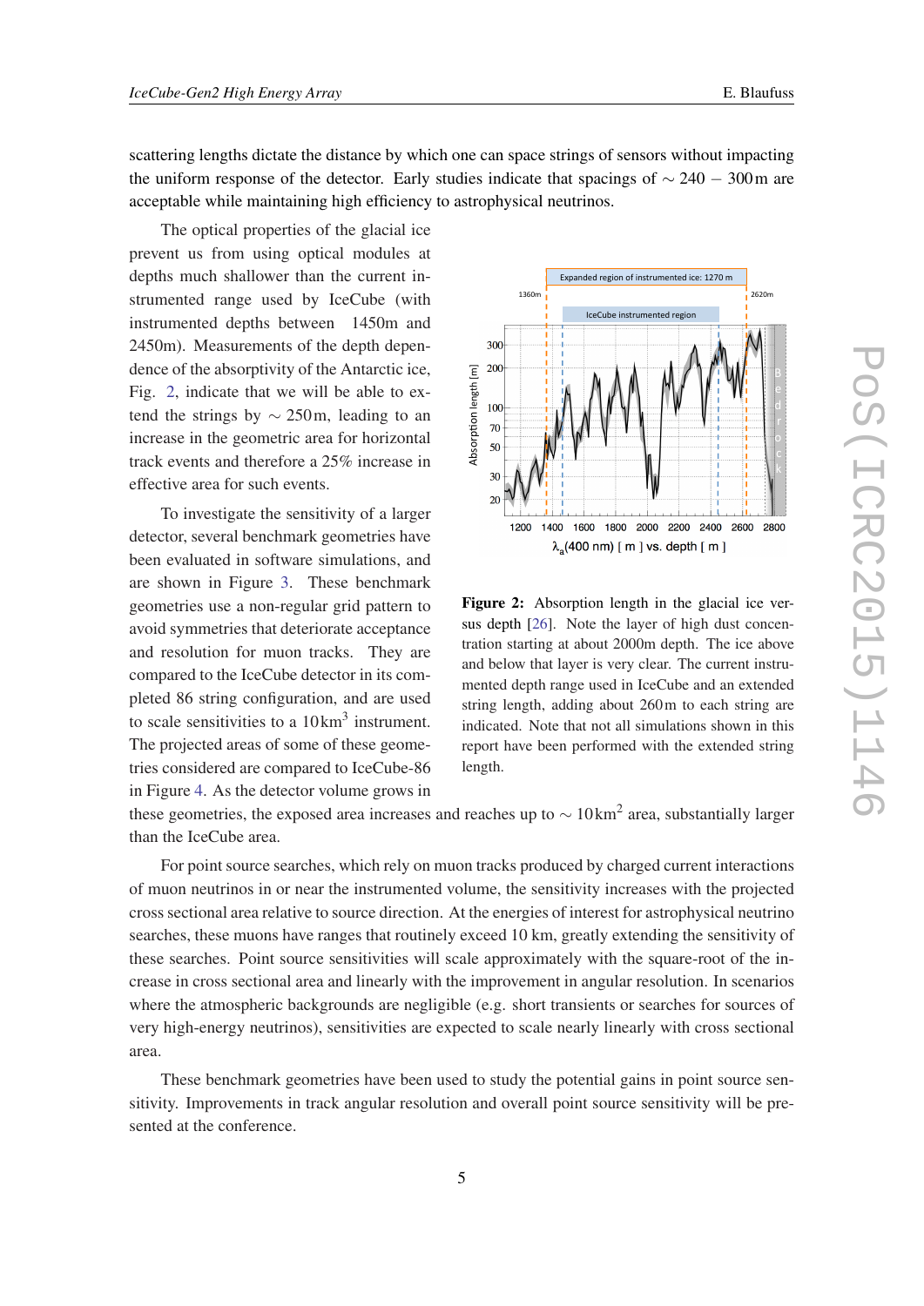scattering lengths dictate the distance by which one can space strings of sensors without impacting the uniform response of the detector. Early studies indicate that spacings of $\sim 240-300$ m are acceptable while maintaining high efficiency to astrophysical neutrinos.

The optical properties of the glacial ice prevent us from using optical modules at depths much shallower than the current instrumented range used by IceCube (with instrumented depths between 1450m and 2450m). Measurements of the depth dependence of the absorptivity of the Antarctic ice, Fig. 2, indicate that we will be able to extend the strings by $\sim 250$ m, leading to an increase in the geometric area for horizontal track events and therefore a 25% increase in effective area for such events.

**Figure 2:** Absorption length in the glacial ice versus depth [26]. Note the layer of high dust concentration starting at about 2000m depth. The ice above and below that layer is very clear. The current instrumented depth range used in IceCube and an extended string length, adding about 260 m to each string are indicated. Note that not all simulations shown in this report have been performed with the extended string length.

To investigate the sensitivity of a larger detector, several benchmark geometries have been evaluated in software simulations, and are shown in Figure 3. These benchmark geometries use a non-regular grid pattern to avoid symmetries that deteriorate acceptance and resolution for muon tracks. They are compared to the IceCube detector in its completed 86 string configuration, and are used to scale sensitivities to a $10\,\mathrm{km}^3$ instrument. The projected areas of some of these geometries considered are compared to IceCube-86 in Figure 4. As the detector volume grows in these geometries, the exposed area increases and reaches up to $\sim 10\,\mathrm{km}^2$ area, substantially larger than the IceCube area.

For point source searches, which rely on muon tracks produced by charged current interactions of muon neutrinos in or near the instrumented volume, the sensitivity increases with the projected cross sectional area relative to source direction. At the energies of interest for astrophysical neutrino searches, these muons have ranges that routinely exceed 10 km, greatly extending the sensitivity of these searches. Point source sensitivities will scale approximately with the square-root of the increase in cross sectional area and linearly with the improvement in angular resolution. In scenarios where the atmospheric backgrounds are negligible (e.g. short transients or searches for sources of very high-energy neutrinos), sensitivities are expected to scale nearly linearly with cross sectional area.

These benchmark geometries have been used to study the potential gains in point source sensitivity. Improvements in track angular resolution and overall point source sensitivity will be presented at the conference.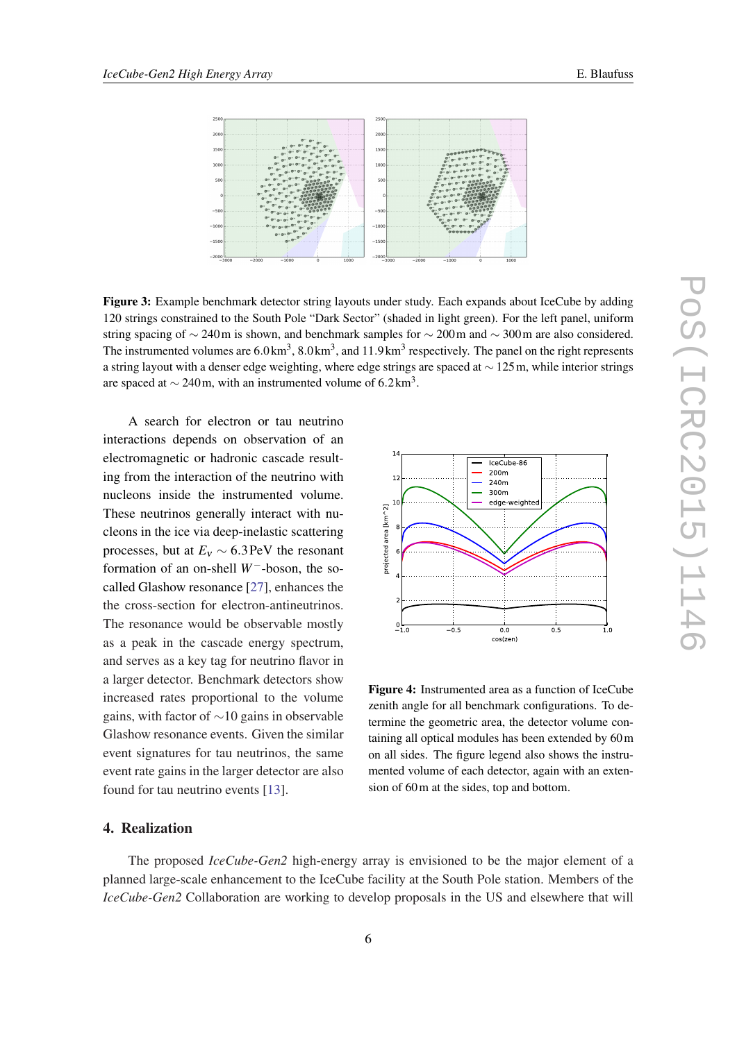**Figure 3:** Example benchmark detector string layouts under study. Each expands about IceCube by adding 120 strings constrained to the South Pole "Dark Sector" (shaded in light green). For the left panel, uniform string spacing of $\sim 240$ m is shown, and benchmark samples for $\sim 200$ m and $\sim 300$ m are also considered. The instrumented volumes are $6.0\,\text{km}^3$, $8.0\,\text{km}^3$, and $11.9\,\text{km}^3$ respectively. The panel on the right represents a string layout with a denser edge weighting, where edge strings are spaced at $\sim 125$ m, while interior strings are spaced at $\sim 240$ m, with an instrumented volume of $6.2\,\text{km}^3$.

A search for electron or tau neutrino interactions depends on observation of an electromagnetic or hadronic cascade resulting from the interaction of the neutrino with nucleons inside the instrumented volume. These neutrinos generally interact with nucleons in the ice via deep-inelastic scattering processes, but at $E_\nu \sim 6.3$ PeV the resonant formation of an on-shell $W^-$-boson, the so-called Glashow resonance [27], enhances the the cross-section for electron-antineutrinos. The resonance would be observable mostly as a peak in the cascade energy spectrum, and serves as a key tag for neutrino flavor in a larger detector. Benchmark detectors show increased rates proportional to the volume gains, with factor of $\sim$10 gains in observable Glashow resonance events. Given the similar event signatures for tau neutrinos, the same event rate gains in the larger detector are also found for tau neutrino events [13].

**Figure 4:** Instrumented area as a function of IceCube zenith angle for all benchmark configurations. To determine the geometric area, the detector volume containing all optical modules has been extended by 60 m on all sides. The figure legend also shows the instrumented volume of each detector, again with an extension of 60 m at the sides, top and bottom.

## 4. Realization

The proposed *IceCube-Gen2* high-energy array is envisioned to be the major element of a planned large-scale enhancement to the IceCube facility at the South Pole station. Members of the *IceCube-Gen2* Collaboration are working to develop proposals in the US and elsewhere that will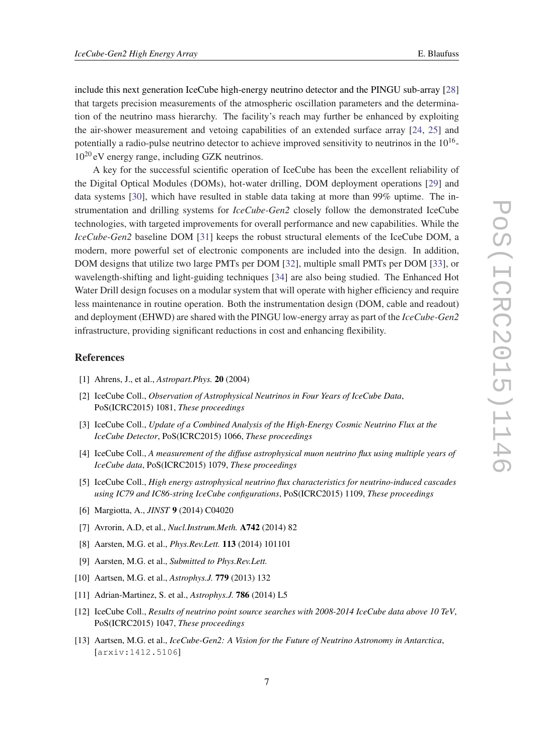include this next generation IceCube high-energy neutrino detector and the PINGU sub-array [28] that targets precision measurements of the atmospheric oscillation parameters and the determination of the neutrino mass hierarchy. The facility's reach may further be enhanced by exploiting the air-shower measurement and vetoing capabilities of an extended surface array [24, 25] and potentially a radio-pulse neutrino detector to achieve improved sensitivity to neutrinos in the $10^{16}$-$10^{20}$ eV energy range, including GZK neutrinos.

A key for the successful scientific operation of IceCube has been the excellent reliability of the Digital Optical Modules (DOMs), hot-water drilling, DOM deployment operations [29] and data systems [30], which have resulted in stable data taking at more than 99% uptime. The instrumentation and drilling systems for *IceCube-Gen2* closely follow the demonstrated IceCube technologies, with targeted improvements for overall performance and new capabilities. While the *IceCube-Gen2* baseline DOM [31] keeps the robust structural elements of the IceCube DOM, a modern, more powerful set of electronic components are included into the design. In addition, DOM designs that utilize two large PMTs per DOM [32], multiple small PMTs per DOM [33], or wavelength-shifting and light-guiding techniques [34] are also being studied. The Enhanced Hot Water Drill design focuses on a modular system that will operate with higher efficiency and require less maintenance in routine operation. Both the instrumentation design (DOM, cable and readout) and deployment (EHWD) are shared with the PINGU low-energy array as part of the *IceCube-Gen2* infrastructure, providing significant reductions in cost and enhancing flexibility.

## References

[1] Ahrens, J., et al., *Astropart.Phys.* **20** (2004)

[2] IceCube Coll., *Observation of Astrophysical Neutrinos in Four Years of IceCube Data*, PoS(ICRC2015) 1081, *These proceedings*

[3] IceCube Coll., *Update of a Combined Analysis of the High-Energy Cosmic Neutrino Flux at the IceCube Detector*, PoS(ICRC2015) 1066, *These proceedings*

[4] IceCube Coll., *A measurement of the diffuse astrophysical muon neutrino flux using multiple years of IceCube data*, PoS(ICRC2015) 1079, *These proceedings*

[5] IceCube Coll., *High energy astrophysical neutrino flux characteristics for neutrino-induced cascades using IC79 and IC86-string IceCube configurations*, PoS(ICRC2015) 1109, *These proceedings*

[6] Margiotta, A., *JINST* **9** (2014) C04020

[7] Avrorin, A.D, et al., *Nucl.Instrum.Meth.* **A742** (2014) 82

[8] Aarsten, M.G. et al., *Phys.Rev.Lett.* **113** (2014) 101101

[9] Aarsten, M.G. et al., *Submitted to Phys.Rev.Lett.*

[10] Aartsen, M.G. et al., *Astrophys.J.* **779** (2013) 132

[11] Adrian-Martinez, S. et al., *Astrophys.J.* **786** (2014) L5

[12] IceCube Coll., *Results of neutrino point source searches with 2008-2014 IceCube data above 10 TeV*, PoS(ICRC2015) 1047, *These proceedings*

[13] Aartsen, M.G. et al., *IceCube-Gen2: A Vision for the Future of Neutrino Astronomy in Antarctica*, [arxiv:1412.5106]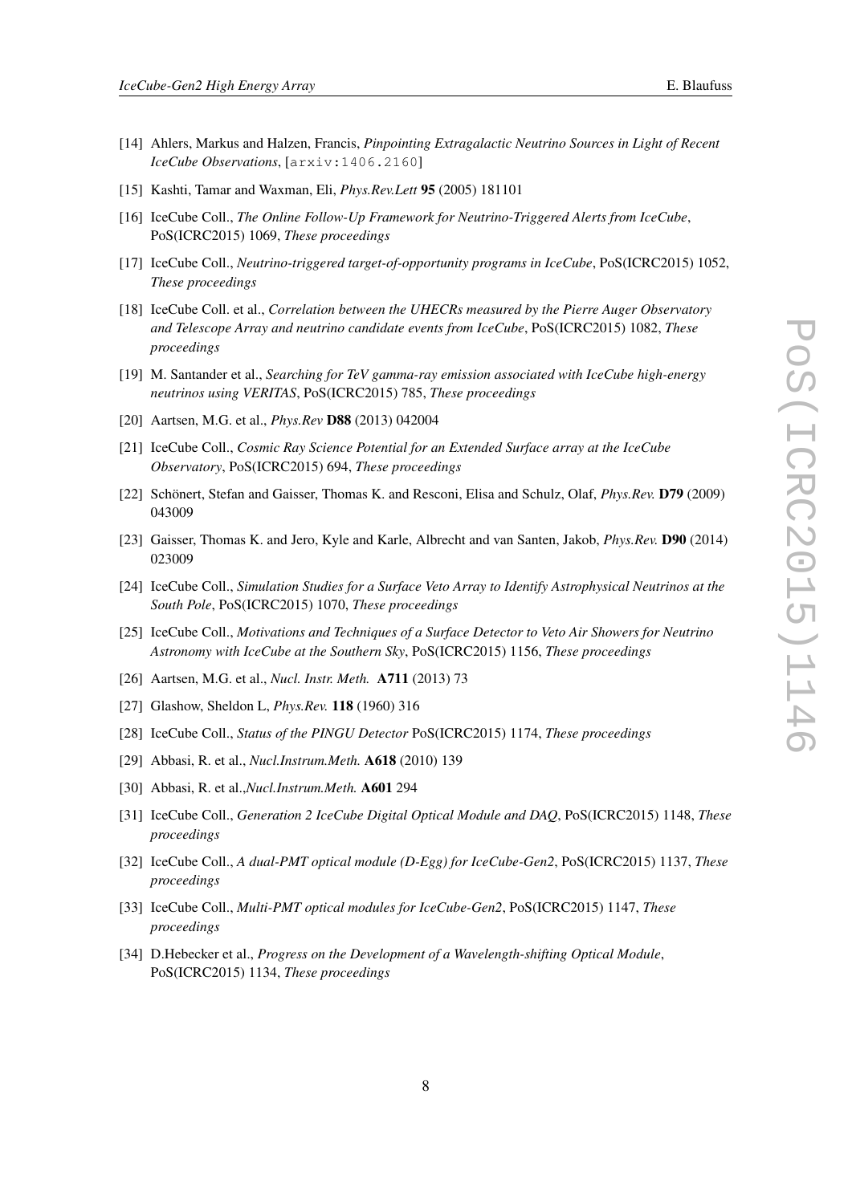[14] Ahlers, Markus and Halzen, Francis, *Pinpointing Extragalactic Neutrino Sources in Light of Recent IceCube Observations*, [arxiv:1406.2160]

[15] Kashti, Tamar and Waxman, Eli, *Phys.Rev.Lett* **95** (2005) 181101

[16] IceCube Coll., *The Online Follow-Up Framework for Neutrino-Triggered Alerts from IceCube*, PoS(ICRC2015) 1069, *These proceedings*

[17] IceCube Coll., *Neutrino-triggered target-of-opportunity programs in IceCube*, PoS(ICRC2015) 1052, *These proceedings*

[18] IceCube Coll. et al., *Correlation between the UHECRs measured by the Pierre Auger Observatory and Telescope Array and neutrino candidate events from IceCube*, PoS(ICRC2015) 1082, *These proceedings*

[19] M. Santander et al., *Searching for TeV gamma-ray emission associated with IceCube high-energy neutrinos using VERITAS*, PoS(ICRC2015) 785, *These proceedings*

[20] Aartsen, M.G. et al., *Phys.Rev* **D88** (2013) 042004

[21] IceCube Coll., *Cosmic Ray Science Potential for an Extended Surface array at the IceCube Observatory*, PoS(ICRC2015) 694, *These proceedings*

[22] Schönert, Stefan and Gaisser, Thomas K. and Resconi, Elisa and Schulz, Olaf, *Phys.Rev.* **D79** (2009) 043009

[23] Gaisser, Thomas K. and Jero, Kyle and Karle, Albrecht and van Santen, Jakob, *Phys.Rev.* **D90** (2014) 023009

[24] IceCube Coll., *Simulation Studies for a Surface Veto Array to Identify Astrophysical Neutrinos at the South Pole*, PoS(ICRC2015) 1070, *These proceedings*

[25] IceCube Coll., *Motivations and Techniques of a Surface Detector to Veto Air Showers for Neutrino Astronomy with IceCube at the Southern Sky*, PoS(ICRC2015) 1156, *These proceedings*

[26] Aartsen, M.G. et al., *Nucl. Instr. Meth.* **A711** (2013) 73

[27] Glashow, Sheldon L, *Phys.Rev.* **118** (1960) 316

[28] IceCube Coll., *Status of the PINGU Detector* PoS(ICRC2015) 1174, *These proceedings*

[29] Abbasi, R. et al., *Nucl.Instrum.Meth.* **A618** (2010) 139

[30] Abbasi, R. et al.,*Nucl.Instrum.Meth.* **A601** 294

[31] IceCube Coll., *Generation 2 IceCube Digital Optical Module and DAQ*, PoS(ICRC2015) 1148, *These proceedings*

[32] IceCube Coll., *A dual-PMT optical module (D-Egg) for IceCube-Gen2*, PoS(ICRC2015) 1137, *These proceedings*

[33] IceCube Coll., *Multi-PMT optical modules for IceCube-Gen2*, PoS(ICRC2015) 1147, *These proceedings*

[34] D.Hebecker et al., *Progress on the Development of a Wavelength-shifting Optical Module*, PoS(ICRC2015) 1134, *These proceedings*